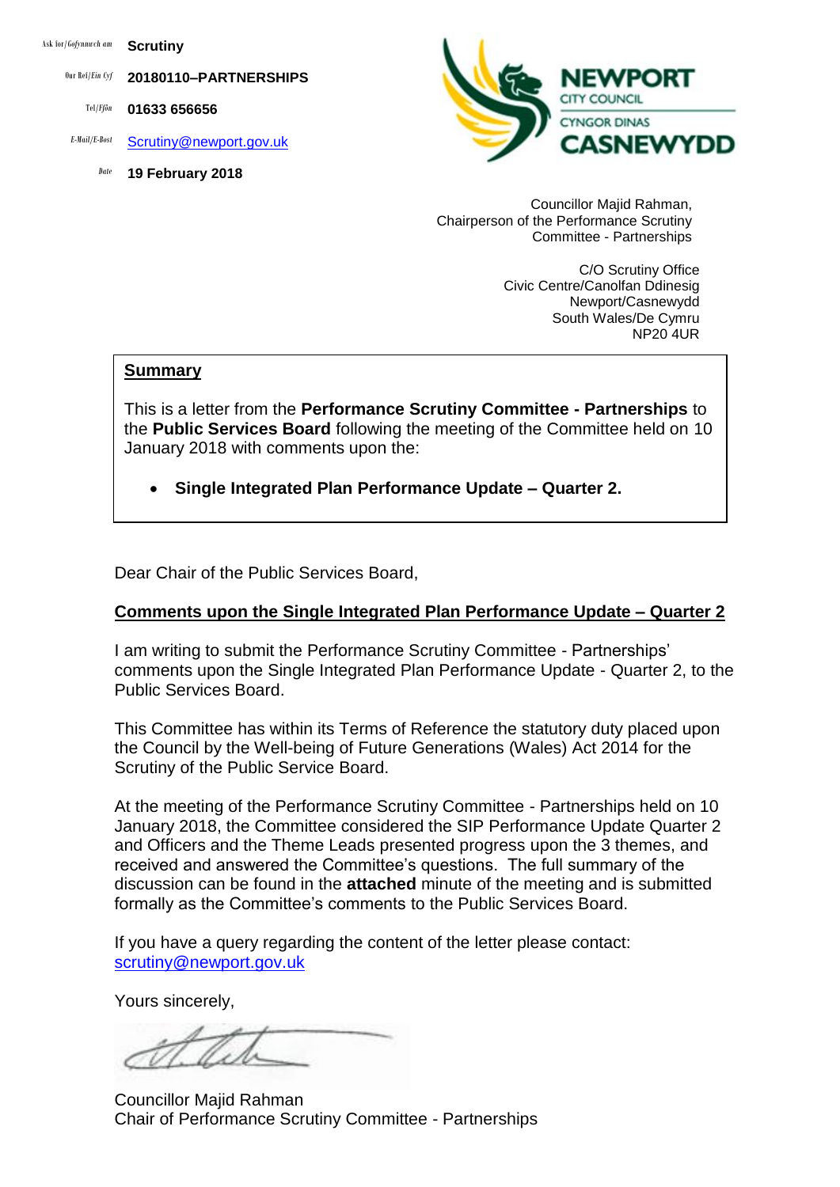Ask for/Gofynnwch am **Scrutiny**

Our Ref/Ein Cyf **20180110–PARTNERSHIPS**

Tel/Ffôn **01633 656656**

E-Mail/E-Bost Scrutiny@newport.gov.uk

Date **19 February 2018**

NEWPORT CITY COUNCIL
CYNGOR DINAS CASNEWYDD

Councillor Majid Rahman,
Chairperson of the Performance Scrutiny Committee - Partnerships

C/O Scrutiny Office
Civic Centre/Canolfan Ddinesig
Newport/Casnewydd
South Wales/De Cymru
NP20 4UR

**Summary**

This is a letter from the **Performance Scrutiny Committee - Partnerships** to the **Public Services Board** following the meeting of the Committee held on 10 January 2018 with comments upon the:

- **Single Integrated Plan Performance Update – Quarter 2.**

Dear Chair of the Public Services Board,

**Comments upon the Single Integrated Plan Performance Update – Quarter 2**

I am writing to submit the Performance Scrutiny Committee - Partnerships' comments upon the Single Integrated Plan Performance Update - Quarter 2, to the Public Services Board.

This Committee has within its Terms of Reference the statutory duty placed upon the Council by the Well-being of Future Generations (Wales) Act 2014 for the Scrutiny of the Public Service Board.

At the meeting of the Performance Scrutiny Committee - Partnerships held on 10 January 2018, the Committee considered the SIP Performance Update Quarter 2 and Officers and the Theme Leads presented progress upon the 3 themes, and received and answered the Committee's questions. The full summary of the discussion can be found in the **attached** minute of the meeting and is submitted formally as the Committee's comments to the Public Services Board.

If you have a query regarding the content of the letter please contact: scrutiny@newport.gov.uk

Yours sincerely,

Councillor Majid Rahman
Chair of Performance Scrutiny Committee - Partnerships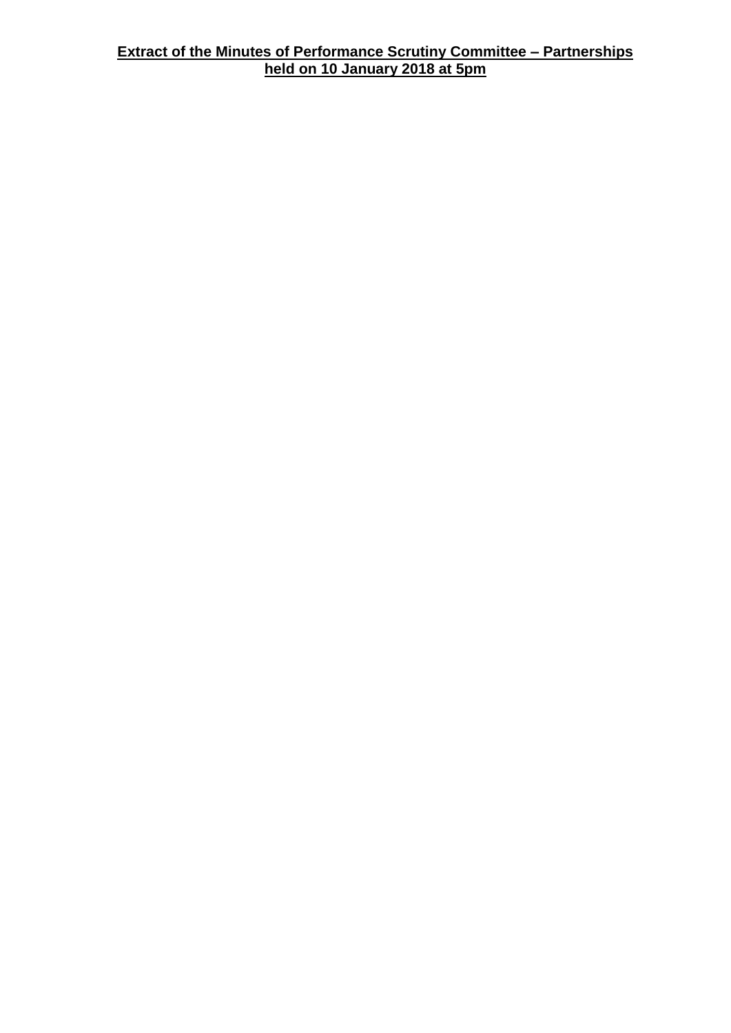**Extract of the Minutes of Performance Scrutiny Committee – Partnerships held on 10 January 2018 at 5pm**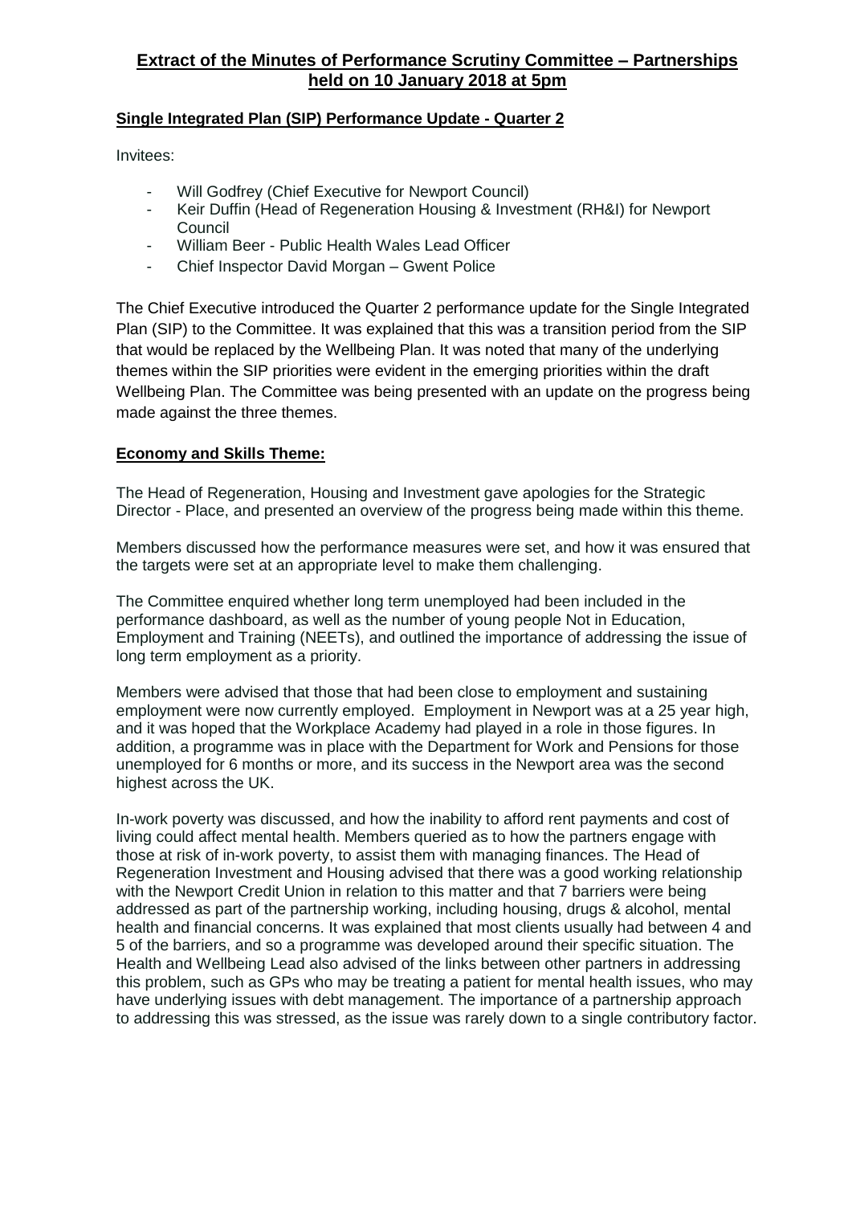# Extract of the Minutes of Performance Scrutiny Committee – Partnerships held on 10 January 2018 at 5pm

## Single Integrated Plan (SIP) Performance Update - Quarter 2

Invitees:

- Will Godfrey (Chief Executive for Newport Council)
- Keir Duffin (Head of Regeneration Housing & Investment (RH&I) for Newport Council
- William Beer - Public Health Wales Lead Officer
- Chief Inspector David Morgan – Gwent Police

The Chief Executive introduced the Quarter 2 performance update for the Single Integrated Plan (SIP) to the Committee. It was explained that this was a transition period from the SIP that would be replaced by the Wellbeing Plan. It was noted that many of the underlying themes within the SIP priorities were evident in the emerging priorities within the draft Wellbeing Plan. The Committee was being presented with an update on the progress being made against the three themes.

## Economy and Skills Theme:

The Head of Regeneration, Housing and Investment gave apologies for the Strategic Director - Place, and presented an overview of the progress being made within this theme.

Members discussed how the performance measures were set, and how it was ensured that the targets were set at an appropriate level to make them challenging.

The Committee enquired whether long term unemployed had been included in the performance dashboard, as well as the number of young people Not in Education, Employment and Training (NEETs), and outlined the importance of addressing the issue of long term employment as a priority.

Members were advised that those that had been close to employment and sustaining employment were now currently employed. Employment in Newport was at a 25 year high, and it was hoped that the Workplace Academy had played in a role in those figures. In addition, a programme was in place with the Department for Work and Pensions for those unemployed for 6 months or more, and its success in the Newport area was the second highest across the UK.

In-work poverty was discussed, and how the inability to afford rent payments and cost of living could affect mental health. Members queried as to how the partners engage with those at risk of in-work poverty, to assist them with managing finances. The Head of Regeneration Investment and Housing advised that there was a good working relationship with the Newport Credit Union in relation to this matter and that 7 barriers were being addressed as part of the partnership working, including housing, drugs & alcohol, mental health and financial concerns. It was explained that most clients usually had between 4 and 5 of the barriers, and so a programme was developed around their specific situation. The Health and Wellbeing Lead also advised of the links between other partners in addressing this problem, such as GPs who may be treating a patient for mental health issues, who may have underlying issues with debt management. The importance of a partnership approach to addressing this was stressed, as the issue was rarely down to a single contributory factor.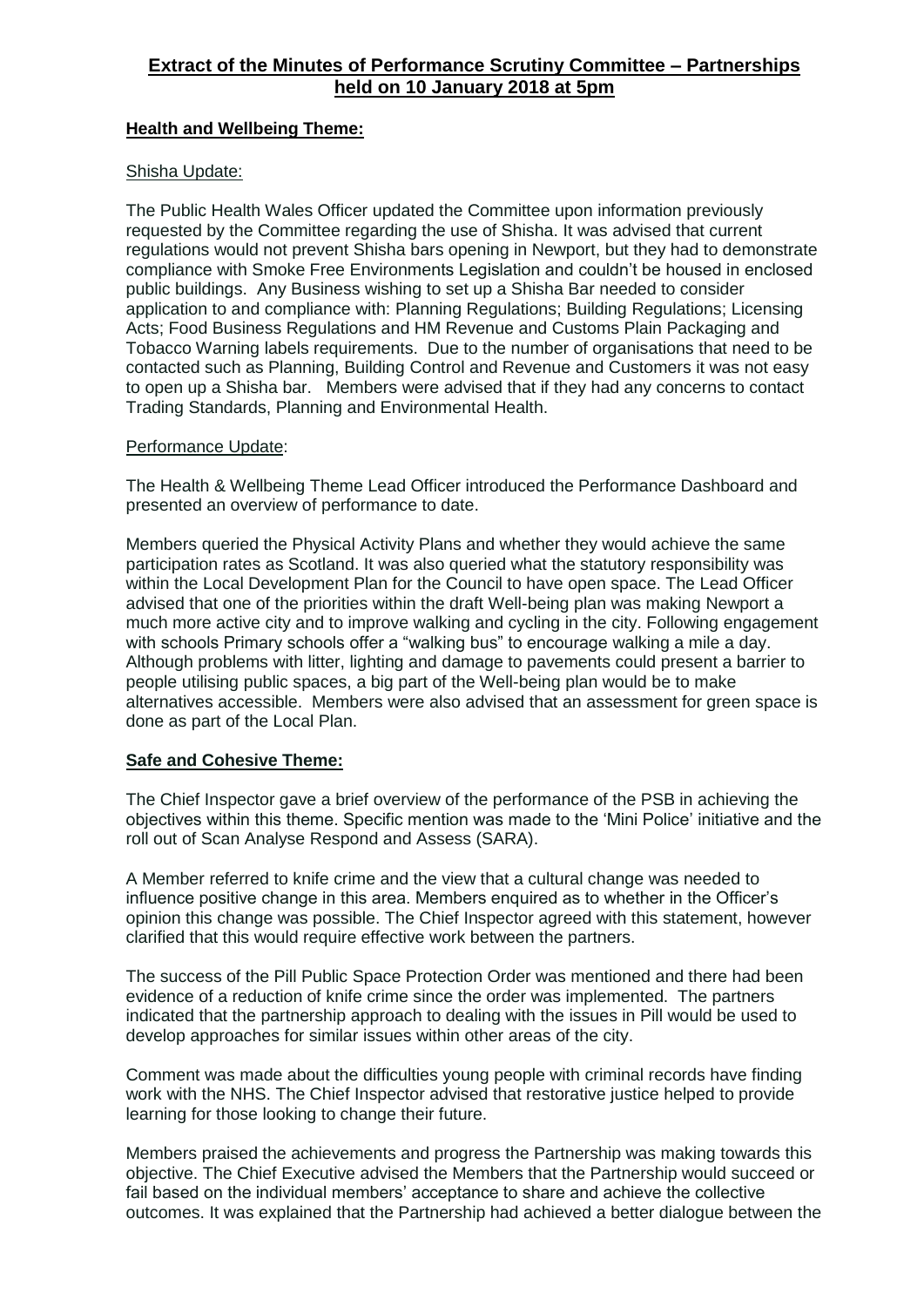## Extract of the Minutes of Performance Scrutiny Committee – Partnerships held on 10 January 2018 at 5pm

### Health and Wellbeing Theme:

Shisha Update:

The Public Health Wales Officer updated the Committee upon information previously requested by the Committee regarding the use of Shisha. It was advised that current regulations would not prevent Shisha bars opening in Newport, but they had to demonstrate compliance with Smoke Free Environments Legislation and couldn't be housed in enclosed public buildings. Any Business wishing to set up a Shisha Bar needed to consider application to and compliance with: Planning Regulations; Building Regulations; Licensing Acts; Food Business Regulations and HM Revenue and Customs Plain Packaging and Tobacco Warning labels requirements. Due to the number of organisations that need to be contacted such as Planning, Building Control and Revenue and Customers it was not easy to open up a Shisha bar. Members were advised that if they had any concerns to contact Trading Standards, Planning and Environmental Health.

Performance Update:

The Health & Wellbeing Theme Lead Officer introduced the Performance Dashboard and presented an overview of performance to date.

Members queried the Physical Activity Plans and whether they would achieve the same participation rates as Scotland. It was also queried what the statutory responsibility was within the Local Development Plan for the Council to have open space. The Lead Officer advised that one of the priorities within the draft Well-being plan was making Newport a much more active city and to improve walking and cycling in the city. Following engagement with schools Primary schools offer a "walking bus" to encourage walking a mile a day. Although problems with litter, lighting and damage to pavements could present a barrier to people utilising public spaces, a big part of the Well-being plan would be to make alternatives accessible. Members were also advised that an assessment for green space is done as part of the Local Plan.

### Safe and Cohesive Theme:

The Chief Inspector gave a brief overview of the performance of the PSB in achieving the objectives within this theme. Specific mention was made to the 'Mini Police' initiative and the roll out of Scan Analyse Respond and Assess (SARA).

A Member referred to knife crime and the view that a cultural change was needed to influence positive change in this area. Members enquired as to whether in the Officer's opinion this change was possible. The Chief Inspector agreed with this statement, however clarified that this would require effective work between the partners.

The success of the Pill Public Space Protection Order was mentioned and there had been evidence of a reduction of knife crime since the order was implemented. The partners indicated that the partnership approach to dealing with the issues in Pill would be used to develop approaches for similar issues within other areas of the city.

Comment was made about the difficulties young people with criminal records have finding work with the NHS. The Chief Inspector advised that restorative justice helped to provide learning for those looking to change their future.

Members praised the achievements and progress the Partnership was making towards this objective. The Chief Executive advised the Members that the Partnership would succeed or fail based on the individual members' acceptance to share and achieve the collective outcomes. It was explained that the Partnership had achieved a better dialogue between the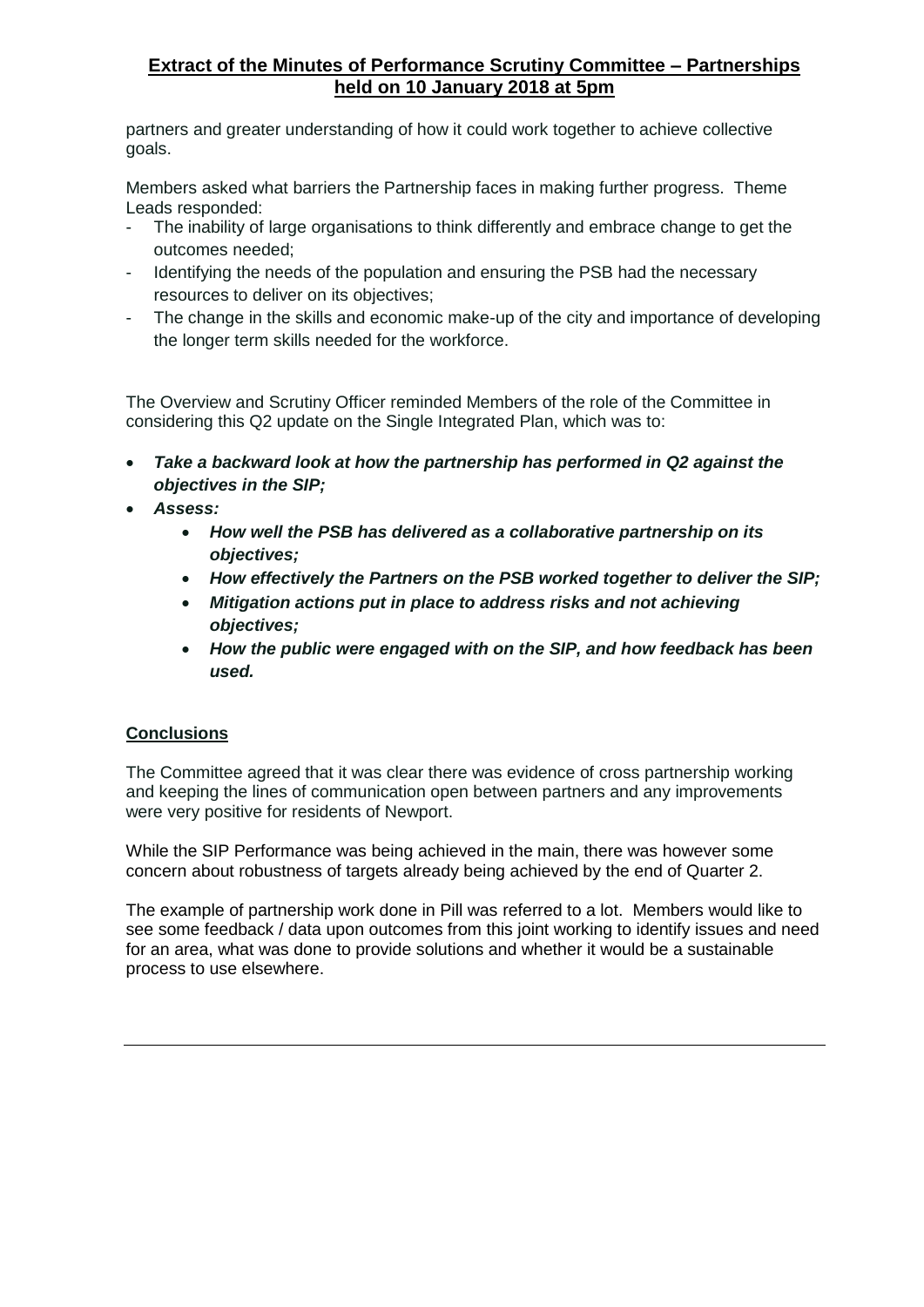partners and greater understanding of how it could work together to achieve collective goals.

Members asked what barriers the Partnership faces in making further progress. Theme Leads responded:

- The inability of large organisations to think differently and embrace change to get the outcomes needed;
- Identifying the needs of the population and ensuring the PSB had the necessary resources to deliver on its objectives;
- The change in the skills and economic make-up of the city and importance of developing the longer term skills needed for the workforce.

The Overview and Scrutiny Officer reminded Members of the role of the Committee in considering this Q2 update on the Single Integrated Plan, which was to:

- ***Take a backward look at how the partnership has performed in Q2 against the objectives in the SIP;***
- ***Assess:***
    - ***How well the PSB has delivered as a collaborative partnership on its objectives;***
    - ***How effectively the Partners on the PSB worked together to deliver the SIP;***
    - ***Mitigation actions put in place to address risks and not achieving objectives;***
    - ***How the public were engaged with on the SIP, and how feedback has been used.***

**Conclusions**

The Committee agreed that it was clear there was evidence of cross partnership working and keeping the lines of communication open between partners and any improvements were very positive for residents of Newport.

While the SIP Performance was being achieved in the main, there was however some concern about robustness of targets already being achieved by the end of Quarter 2.

The example of partnership work done in Pill was referred to a lot. Members would like to see some feedback / data upon outcomes from this joint working to identify issues and need for an area, what was done to provide solutions and whether it would be a sustainable process to use elsewhere.